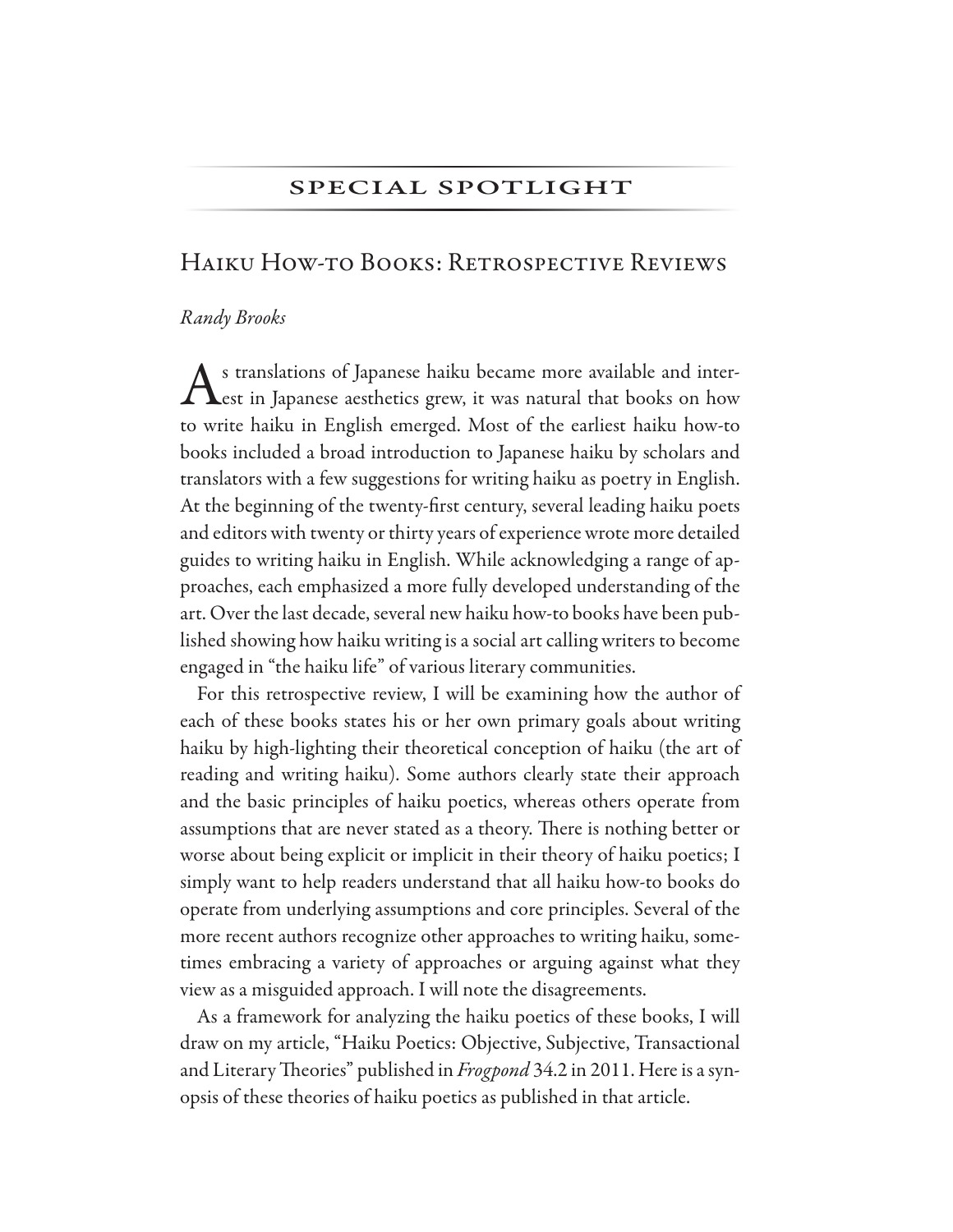## SPECIAL SPOTLIGHT

# Haiku How-to Books: Retrospective Reviews

*Randy Brooks*

As translations of Japanese haiku became more available and interest in Japanese aesthetics grew, it was natural that books on how to write haiku in English emerged. Most of the earliest haiku how-to books included a broad introduction to Japanese haiku by scholars and translators with a few suggestions for writing haiku as poetry in English. At the beginning of the twenty-first century, several leading haiku poets and editors with twenty or thirty years of experience wrote more detailed guides to writing haiku in English. While acknowledging a range of approaches, each emphasized a more fully developed understanding of the art. Over the last decade, several new haiku how-to books have been published showing how haiku writing is a social art calling writers to become engaged in "the haiku life" of various literary communities.

For this retrospective review, I will be examining how the author of each of these books states his or her own primary goals about writing haiku by high-lighting their theoretical conception of haiku (the art of reading and writing haiku). Some authors clearly state their approach and the basic principles of haiku poetics, whereas others operate from assumptions that are never stated as a theory. There is nothing better or worse about being explicit or implicit in their theory of haiku poetics; I simply want to help readers understand that all haiku how-to books do operate from underlying assumptions and core principles. Several of the more recent authors recognize other approaches to writing haiku, sometimes embracing a variety of approaches or arguing against what they view as a misguided approach. I will note the disagreements.

As a framework for analyzing the haiku poetics of these books, I will draw on my article, "Haiku Poetics: Objective, Subjective, Transactional and Literary Theories" published in *Frogpond* 34.2 in 2011. Here is a synopsis of these theories of haiku poetics as published in that article.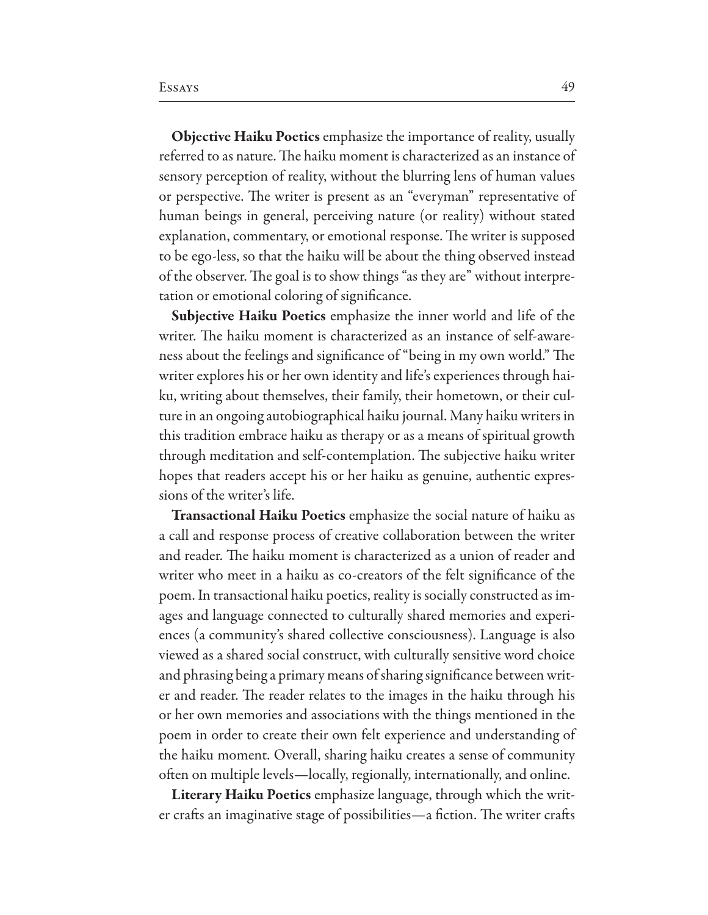**Objective Haiku Poetics** emphasize the importance of reality, usually referred to as nature. The haiku moment is characterized as an instance of sensory perception of reality, without the blurring lens of human values or perspective. The writer is present as an "everyman" representative of human beings in general, perceiving nature (or reality) without stated explanation, commentary, or emotional response. The writer is supposed to be ego-less, so that the haiku will be about the thing observed instead of the observer. The goal is to show things "as they are" without interpretation or emotional coloring of significance.

**Subjective Haiku Poetics** emphasize the inner world and life of the writer. The haiku moment is characterized as an instance of self-awareness about the feelings and significance of "being in my own world." The writer explores his or her own identity and life's experiences through haiku, writing about themselves, their family, their hometown, or their culture in an ongoing autobiographical haiku journal. Many haiku writers in this tradition embrace haiku as therapy or as a means of spiritual growth through meditation and self-contemplation. The subjective haiku writer hopes that readers accept his or her haiku as genuine, authentic expressions of the writer's life.

**Transactional Haiku Poetics** emphasize the social nature of haiku as a call and response process of creative collaboration between the writer and reader. The haiku moment is characterized as a union of reader and writer who meet in a haiku as co-creators of the felt significance of the poem. In transactional haiku poetics, reality is socially constructed as images and language connected to culturally shared memories and experiences (a community's shared collective consciousness). Language is also viewed as a shared social construct, with culturally sensitive word choice and phrasing being a primary means of sharing significance between writer and reader. The reader relates to the images in the haiku through his or her own memories and associations with the things mentioned in the poem in order to create their own felt experience and understanding of the haiku moment. Overall, sharing haiku creates a sense of community often on multiple levels—locally, regionally, internationally, and online.

**Literary Haiku Poetics** emphasize language, through which the writer crafts an imaginative stage of possibilities—a fiction. The writer crafts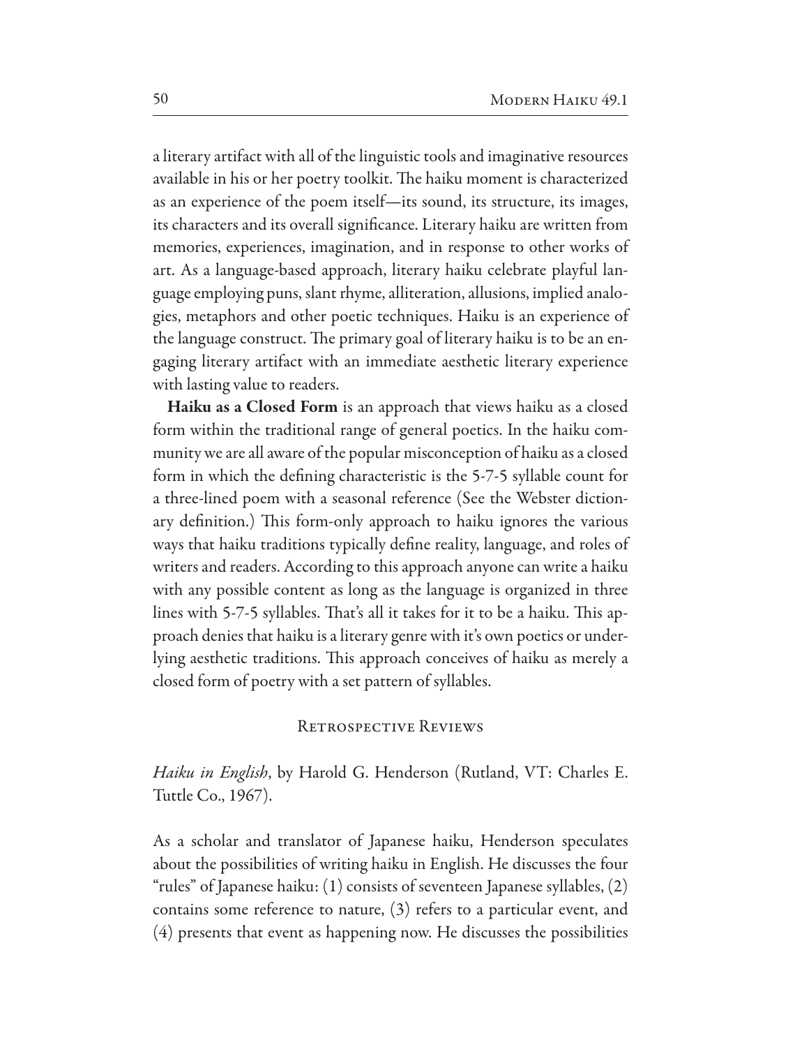a literary artifact with all of the linguistic tools and imaginative resources available in his or her poetry toolkit. The haiku moment is characterized as an experience of the poem itself—its sound, its structure, its images, its characters and its overall significance. Literary haiku are written from memories, experiences, imagination, and in response to other works of art. As a language-based approach, literary haiku celebrate playful language employing puns, slant rhyme, alliteration, allusions, implied analogies, metaphors and other poetic techniques. Haiku is an experience of the language construct. The primary goal of literary haiku is to be an engaging literary artifact with an immediate aesthetic literary experience with lasting value to readers.

**Haiku as a Closed Form** is an approach that views haiku as a closed form within the traditional range of general poetics. In the haiku community we are all aware of the popular misconception of haiku as a closed form in which the defining characteristic is the 5-7-5 syllable count for a three-lined poem with a seasonal reference (See the Webster dictionary definition.) This form-only approach to haiku ignores the various ways that haiku traditions typically define reality, language, and roles of writers and readers. According to this approach anyone can write a haiku with any possible content as long as the language is organized in three lines with 5-7-5 syllables. That's all it takes for it to be a haiku. This approach denies that haiku is a literary genre with it's own poetics or underlying aesthetic traditions. This approach conceives of haiku as merely a closed form of poetry with a set pattern of syllables.

## Retrospective Reviews

*Haiku in English*, by Harold G. Henderson (Rutland, VT: Charles E. Tuttle Co., 1967).

As a scholar and translator of Japanese haiku, Henderson speculates about the possibilities of writing haiku in English. He discusses the four "rules" of Japanese haiku: (1) consists of seventeen Japanese syllables, (2) contains some reference to nature, (3) refers to a particular event, and (4) presents that event as happening now. He discusses the possibilities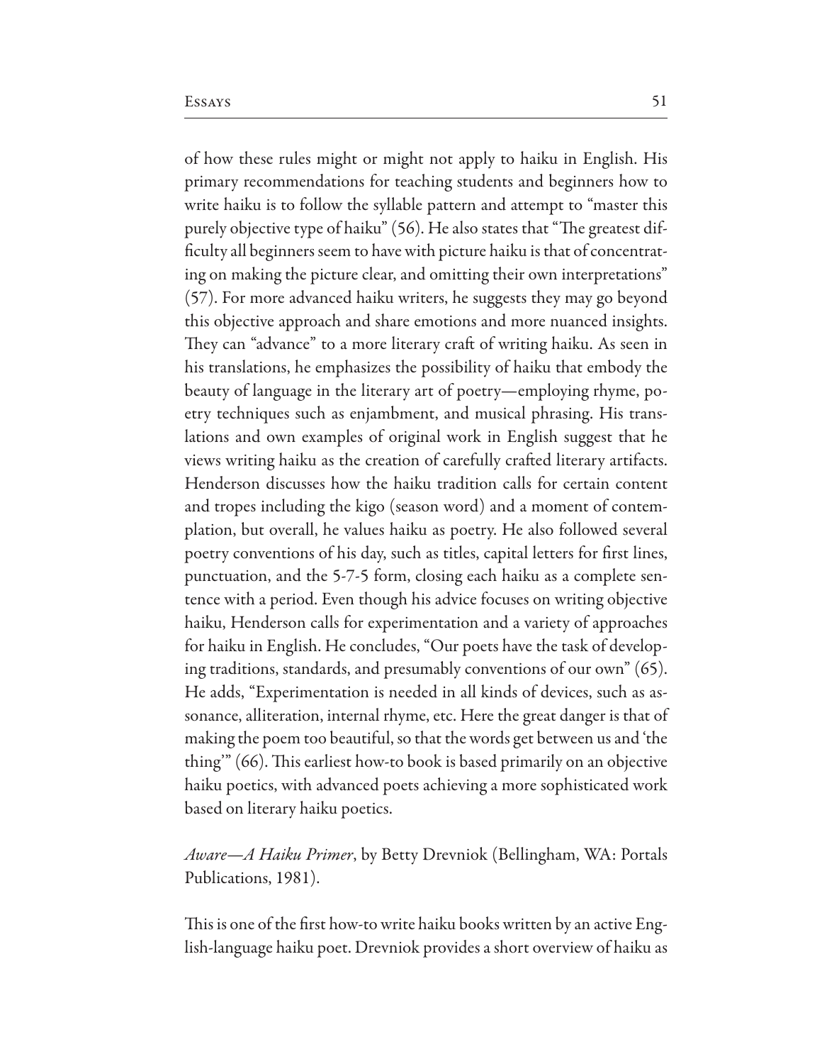of how these rules might or might not apply to haiku in English. His primary recommendations for teaching students and beginners how to write haiku is to follow the syllable pattern and attempt to "master this purely objective type of haiku" (56). He also states that "The greatest difficulty all beginners seem to have with picture haiku is that of concentrating on making the picture clear, and omitting their own interpretations" (57). For more advanced haiku writers, he suggests they may go beyond this objective approach and share emotions and more nuanced insights. They can "advance" to a more literary craft of writing haiku. As seen in his translations, he emphasizes the possibility of haiku that embody the beauty of language in the literary art of poetry—employing rhyme, poetry techniques such as enjambment, and musical phrasing. His translations and own examples of original work in English suggest that he views writing haiku as the creation of carefully crafted literary artifacts. Henderson discusses how the haiku tradition calls for certain content and tropes including the kigo (season word) and a moment of contemplation, but overall, he values haiku as poetry. He also followed several poetry conventions of his day, such as titles, capital letters for first lines, punctuation, and the 5-7-5 form, closing each haiku as a complete sentence with a period. Even though his advice focuses on writing objective haiku, Henderson calls for experimentation and a variety of approaches for haiku in English. He concludes, "Our poets have the task of developing traditions, standards, and presumably conventions of our own" (65). He adds, "Experimentation is needed in all kinds of devices, such as assonance, alliteration, internal rhyme, etc. Here the great danger is that of making the poem too beautiful, so that the words get between us and 'the thing'" (66). This earliest how-to book is based primarily on an objective haiku poetics, with advanced poets achieving a more sophisticated work based on literary haiku poetics.

*Aware—A Haiku Primer*, by Betty Drevniok (Bellingham, WA: Portals Publications, 1981).

This is one of the first how-to write haiku books written by an active English-language haiku poet. Drevniok provides a short overview of haiku as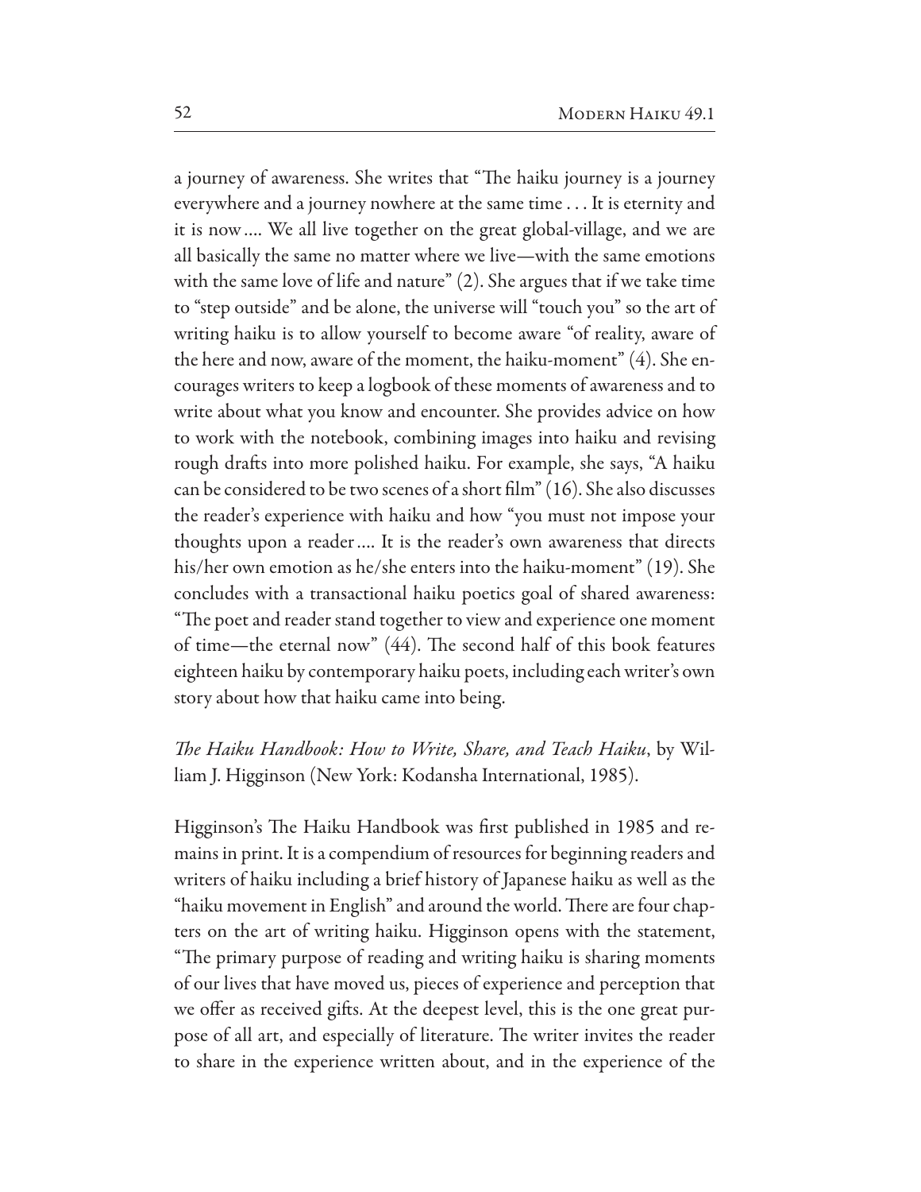a journey of awareness. She writes that "The haiku journey is a journey everywhere and a journey nowhere at the same time . . . It is eternity and it is now .... We all live together on the great global-village, and we are all basically the same no matter where we live—with the same emotions with the same love of life and nature" (2). She argues that if we take time to "step outside" and be alone, the universe will "touch you" so the art of writing haiku is to allow yourself to become aware "of reality, aware of the here and now, aware of the moment, the haiku-moment" (4). She encourages writers to keep a logbook of these moments of awareness and to write about what you know and encounter. She provides advice on how to work with the notebook, combining images into haiku and revising rough drafts into more polished haiku. For example, she says, "A haiku can be considered to be two scenes of a short film" (16). She also discusses the reader's experience with haiku and how "you must not impose your thoughts upon a reader .... It is the reader's own awareness that directs his/her own emotion as he/she enters into the haiku-moment" (19). She concludes with a transactional haiku poetics goal of shared awareness: "The poet and reader stand together to view and experience one moment of time—the eternal now" (44). The second half of this book features eighteen haiku by contemporary haiku poets, including each writer's own story about how that haiku came into being.

*The Haiku Handbook: How to Write, Share, and Teach Haiku*, by William J. Higginson (New York: Kodansha International, 1985).

Higginson's The Haiku Handbook was first published in 1985 and remains in print. It is a compendium of resources for beginning readers and writers of haiku including a brief history of Japanese haiku as well as the "haiku movement in English" and around the world. There are four chapters on the art of writing haiku. Higginson opens with the statement, "The primary purpose of reading and writing haiku is sharing moments of our lives that have moved us, pieces of experience and perception that we offer as received gifts. At the deepest level, this is the one great purpose of all art, and especially of literature. The writer invites the reader to share in the experience written about, and in the experience of the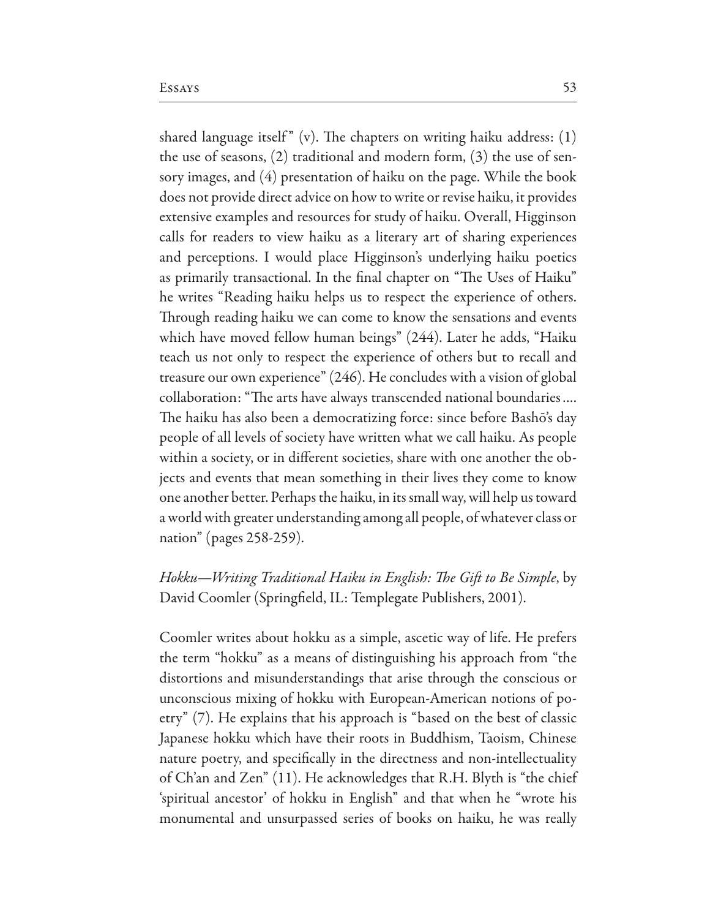shared language itself" (v). The chapters on writing haiku address: (1) the use of seasons, (2) traditional and modern form, (3) the use of sensory images, and (4) presentation of haiku on the page. While the book does not provide direct advice on how to write or revise haiku, it provides extensive examples and resources for study of haiku. Overall, Higginson calls for readers to view haiku as a literary art of sharing experiences and perceptions. I would place Higginson's underlying haiku poetics as primarily transactional. In the final chapter on "The Uses of Haiku" he writes "Reading haiku helps us to respect the experience of others. Through reading haiku we can come to know the sensations and events which have moved fellow human beings" (244). Later he adds, "Haiku teach us not only to respect the experience of others but to recall and treasure our own experience" (246). He concludes with a vision of global collaboration: "The arts have always transcended national boundaries.... The haiku has also been a democratizing force: since before Bashō's day people of all levels of society have written what we call haiku. As people within a society, or in different societies, share with one another the objects and events that mean something in their lives they come to know one another better. Perhaps the haiku, in its small way, will help us toward a world with greater understanding among all people, of whatever class or nation" (pages 258-259).

*Hokku—Writing Traditional Haiku in English: The Gift to Be Simple*, by David Coomler (Springfield, IL: Templegate Publishers, 2001).

Coomler writes about hokku as a simple, ascetic way of life. He prefers the term "hokku" as a means of distinguishing his approach from "the distortions and misunderstandings that arise through the conscious or unconscious mixing of hokku with European-American notions of poetry" (7). He explains that his approach is "based on the best of classic Japanese hokku which have their roots in Buddhism, Taoism, Chinese nature poetry, and specifically in the directness and non-intellectuality of Ch'an and Zen" (11). He acknowledges that R.H. Blyth is "the chief 'spiritual ancestor' of hokku in English" and that when he "wrote his monumental and unsurpassed series of books on haiku, he was really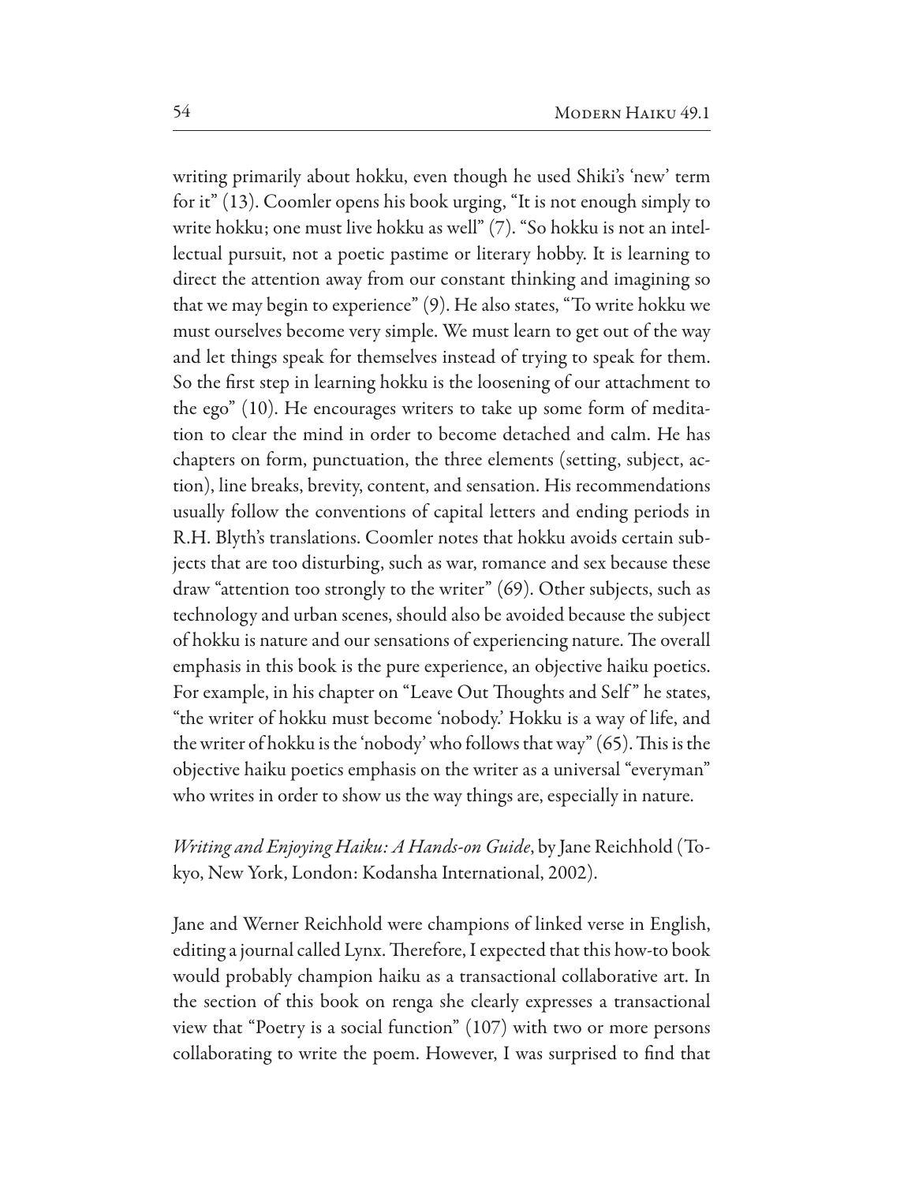writing primarily about hokku, even though he used Shiki's 'new' term for it" (13). Coomler opens his book urging, "It is not enough simply to write hokku; one must live hokku as well" (7). "So hokku is not an intellectual pursuit, not a poetic pastime or literary hobby. It is learning to direct the attention away from our constant thinking and imagining so that we may begin to experience" (9). He also states, "To write hokku we must ourselves become very simple. We must learn to get out of the way and let things speak for themselves instead of trying to speak for them. So the first step in learning hokku is the loosening of our attachment to the ego" (10). He encourages writers to take up some form of meditation to clear the mind in order to become detached and calm. He has chapters on form, punctuation, the three elements (setting, subject, action), line breaks, brevity, content, and sensation. His recommendations usually follow the conventions of capital letters and ending periods in R.H. Blyth's translations. Coomler notes that hokku avoids certain subjects that are too disturbing, such as war, romance and sex because these draw "attention too strongly to the writer" (69). Other subjects, such as technology and urban scenes, should also be avoided because the subject of hokku is nature and our sensations of experiencing nature. The overall emphasis in this book is the pure experience, an objective haiku poetics. For example, in his chapter on "Leave Out Thoughts and Self" he states, "the writer of hokku must become 'nobody.' Hokku is a way of life, and the writer of hokku is the 'nobody' who follows that way" (65). This is the objective haiku poetics emphasis on the writer as a universal "everyman" who writes in order to show us the way things are, especially in nature.

*Writing and Enjoying Haiku: A Hands-on Guide*, by Jane Reichhold (Tokyo, New York, London: Kodansha International, 2002).

Jane and Werner Reichhold were champions of linked verse in English, editing a journal called Lynx. Therefore, I expected that this how-to book would probably champion haiku as a transactional collaborative art. In the section of this book on renga she clearly expresses a transactional view that "Poetry is a social function" (107) with two or more persons collaborating to write the poem. However, I was surprised to find that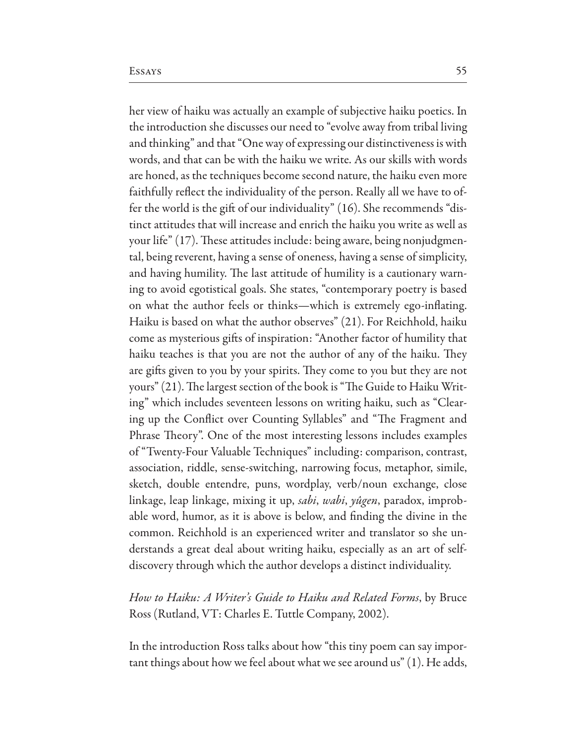her view of haiku was actually an example of subjective haiku poetics. In the introduction she discusses our need to "evolve away from tribal living and thinking" and that "One way of expressing our distinctiveness is with words, and that can be with the haiku we write. As our skills with words are honed, as the techniques become second nature, the haiku even more faithfully reflect the individuality of the person. Really all we have to offer the world is the gift of our individuality" (16). She recommends "distinct attitudes that will increase and enrich the haiku you write as well as your life" (17). These attitudes include: being aware, being nonjudgmental, being reverent, having a sense of oneness, having a sense of simplicity, and having humility. The last attitude of humility is a cautionary warning to avoid egotistical goals. She states, "contemporary poetry is based on what the author feels or thinks—which is extremely ego-inflating. Haiku is based on what the author observes" (21). For Reichhold, haiku come as mysterious gifts of inspiration: "Another factor of humility that haiku teaches is that you are not the author of any of the haiku. They are gifts given to you by your spirits. They come to you but they are not yours" (21). The largest section of the book is "The Guide to Haiku Writing" which includes seventeen lessons on writing haiku, such as "Clearing up the Conflict over Counting Syllables" and "The Fragment and Phrase Theory". One of the most interesting lessons includes examples of "Twenty-Four Valuable Techniques" including: comparison, contrast, association, riddle, sense-switching, narrowing focus, metaphor, simile, sketch, double entendre, puns, wordplay, verb/noun exchange, close linkage, leap linkage, mixing it up, *sabi*, *wabi*, *yûgen*, paradox, improbable word, humor, as it is above is below, and finding the divine in the common. Reichhold is an experienced writer and translator so she understands a great deal about writing haiku, especially as an art of self-discovery through which the author develops a distinct individuality.

*How to Haiku: A Writer's Guide to Haiku and Related Forms*, by Bruce Ross (Rutland, VT: Charles E. Tuttle Company, 2002).

In the introduction Ross talks about how "this tiny poem can say important things about how we feel about what we see around us" (1). He adds,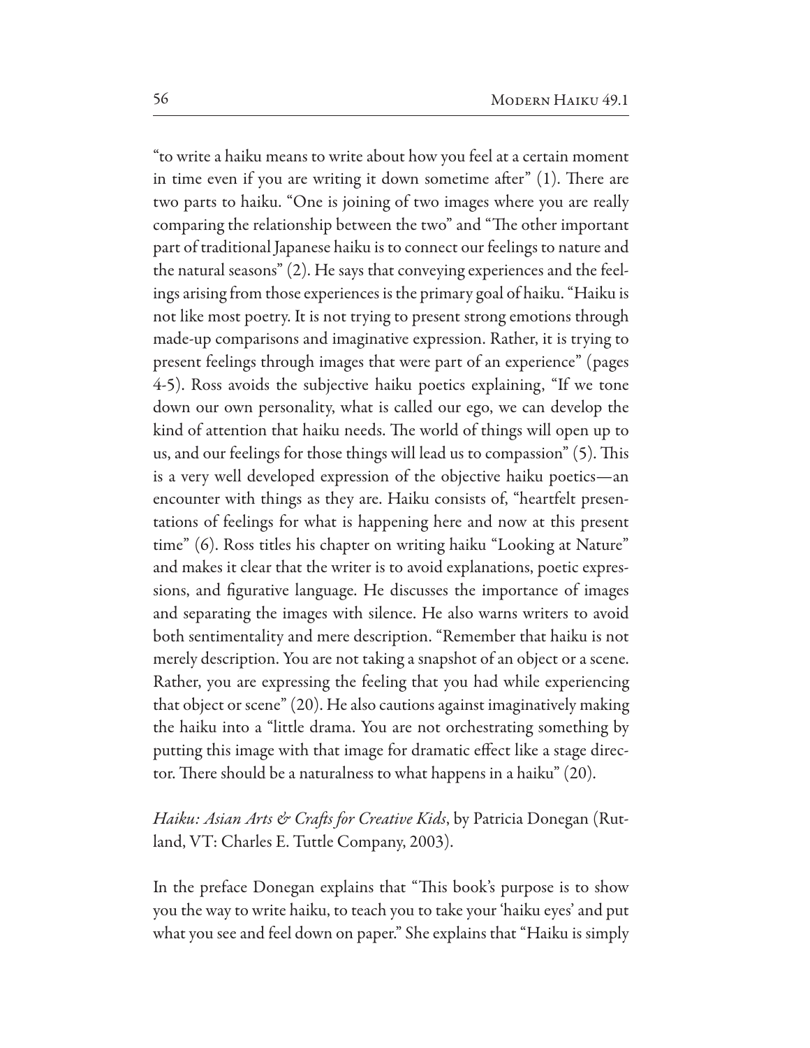"to write a haiku means to write about how you feel at a certain moment in time even if you are writing it down sometime after" (1). There are two parts to haiku. "One is joining of two images where you are really comparing the relationship between the two" and "The other important part of traditional Japanese haiku is to connect our feelings to nature and the natural seasons" (2). He says that conveying experiences and the feelings arising from those experiences is the primary goal of haiku. "Haiku is not like most poetry. It is not trying to present strong emotions through made-up comparisons and imaginative expression. Rather, it is trying to present feelings through images that were part of an experience" (pages 4-5). Ross avoids the subjective haiku poetics explaining, "If we tone down our own personality, what is called our ego, we can develop the kind of attention that haiku needs. The world of things will open up to us, and our feelings for those things will lead us to compassion" (5). This is a very well developed expression of the objective haiku poetics—an encounter with things as they are. Haiku consists of, "heartfelt presentations of feelings for what is happening here and now at this present time" (6). Ross titles his chapter on writing haiku "Looking at Nature" and makes it clear that the writer is to avoid explanations, poetic expressions, and figurative language. He discusses the importance of images and separating the images with silence. He also warns writers to avoid both sentimentality and mere description. "Remember that haiku is not merely description. You are not taking a snapshot of an object or a scene. Rather, you are expressing the feeling that you had while experiencing that object or scene" (20). He also cautions against imaginatively making the haiku into a "little drama. You are not orchestrating something by putting this image with that image for dramatic effect like a stage director. There should be a naturalness to what happens in a haiku" (20).

*Haiku: Asian Arts & Crafts for Creative Kids*, by Patricia Donegan (Rutland, VT: Charles E. Tuttle Company, 2003).

In the preface Donegan explains that "This book's purpose is to show you the way to write haiku, to teach you to take your 'haiku eyes' and put what you see and feel down on paper." She explains that "Haiku is simply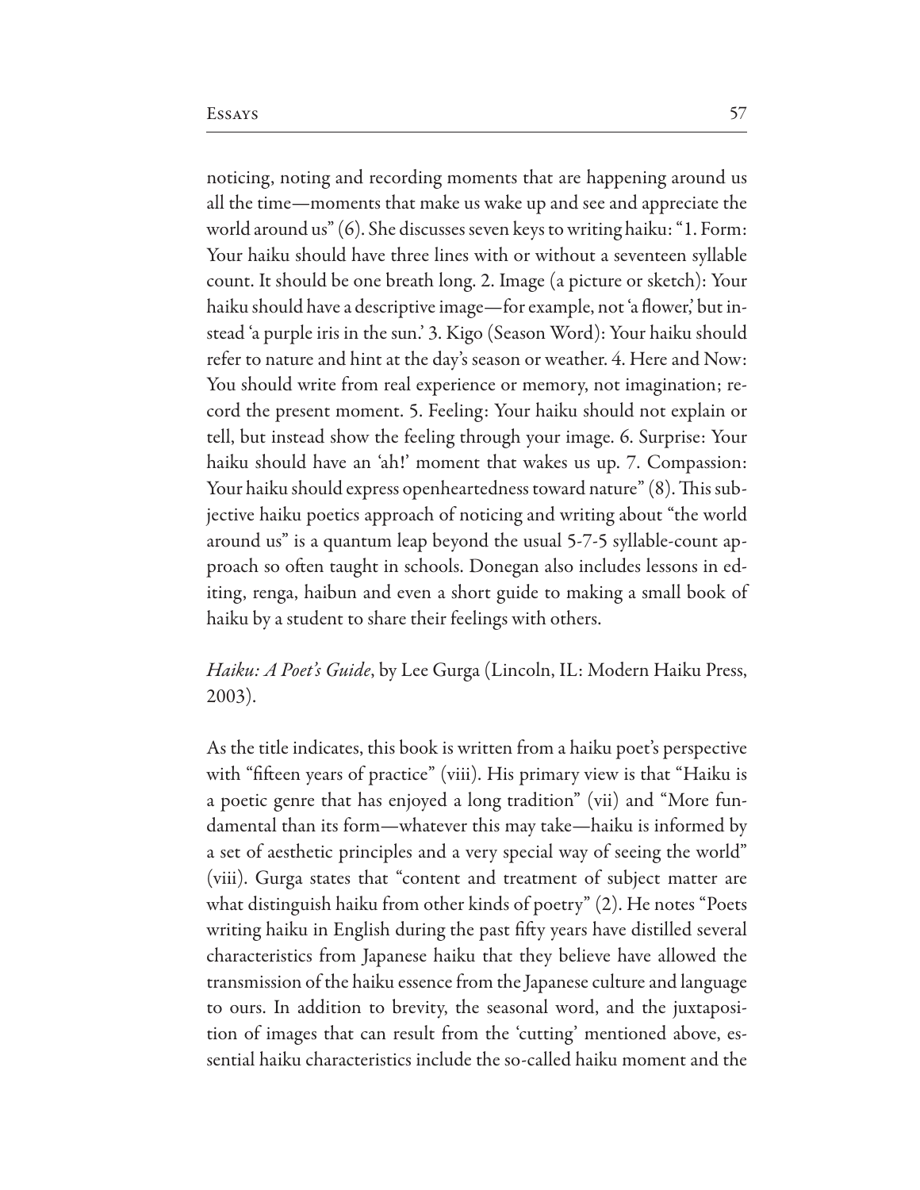noticing, noting and recording moments that are happening around us all the time—moments that make us wake up and see and appreciate the world around us" (6). She discusses seven keys to writing haiku: "1. Form: Your haiku should have three lines with or without a seventeen syllable count. It should be one breath long. 2. Image (a picture or sketch): Your haiku should have a descriptive image—for example, not 'a flower,' but instead 'a purple iris in the sun.' 3. Kigo (Season Word): Your haiku should refer to nature and hint at the day's season or weather. 4. Here and Now: You should write from real experience or memory, not imagination; record the present moment. 5. Feeling: Your haiku should not explain or tell, but instead show the feeling through your image. 6. Surprise: Your haiku should have an 'ah!' moment that wakes us up. 7. Compassion: Your haiku should express openheartedness toward nature" (8). This subjective haiku poetics approach of noticing and writing about "the world around us" is a quantum leap beyond the usual 5-7-5 syllable-count approach so often taught in schools. Donegan also includes lessons in editing, renga, haibun and even a short guide to making a small book of haiku by a student to share their feelings with others.

*Haiku: A Poet's Guide*, by Lee Gurga (Lincoln, IL: Modern Haiku Press, 2003).

As the title indicates, this book is written from a haiku poet's perspective with "fifteen years of practice" (viii). His primary view is that "Haiku is a poetic genre that has enjoyed a long tradition" (vii) and "More fundamental than its form—whatever this may take—haiku is informed by a set of aesthetic principles and a very special way of seeing the world" (viii). Gurga states that "content and treatment of subject matter are what distinguish haiku from other kinds of poetry" (2). He notes "Poets writing haiku in English during the past fifty years have distilled several characteristics from Japanese haiku that they believe have allowed the transmission of the haiku essence from the Japanese culture and language to ours. In addition to brevity, the seasonal word, and the juxtaposition of images that can result from the 'cutting' mentioned above, essential haiku characteristics include the so-called haiku moment and the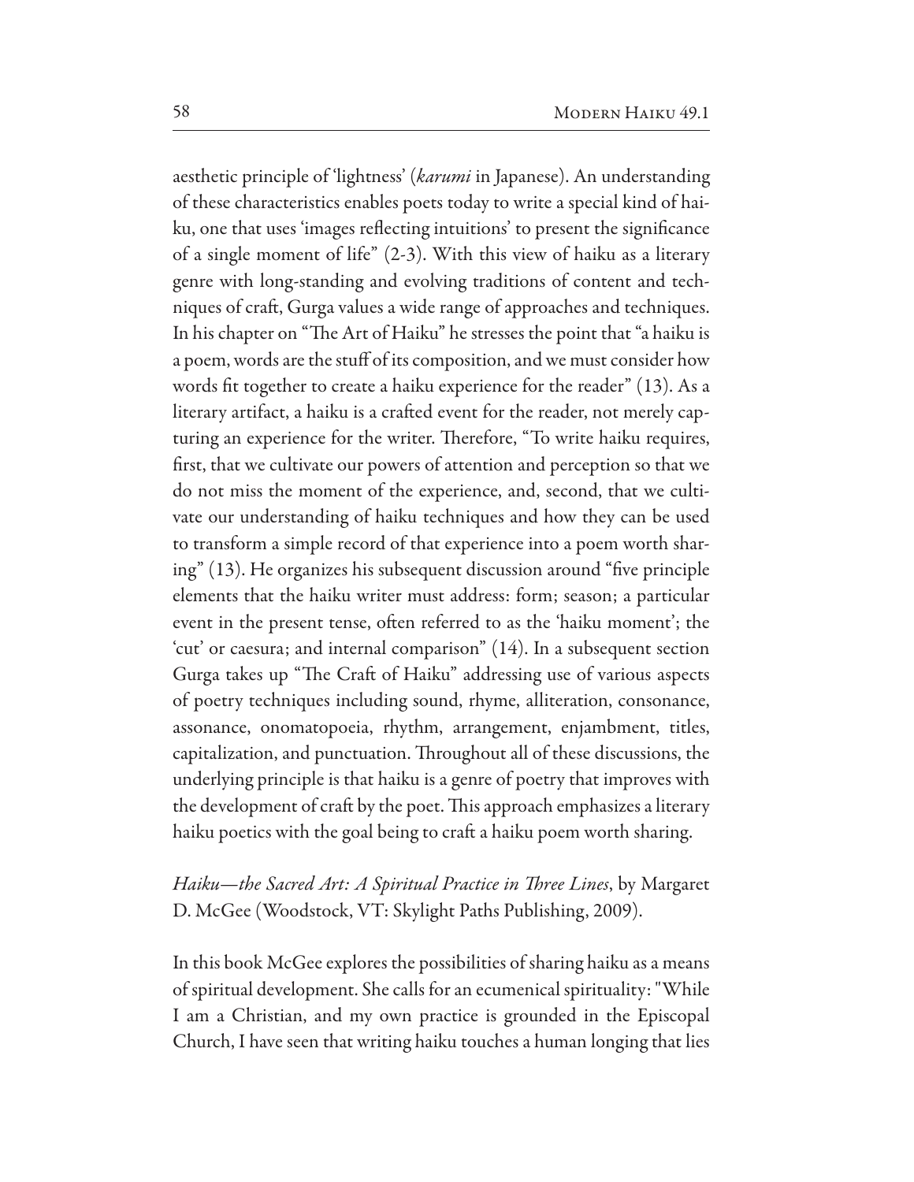aesthetic principle of 'lightness' (*karumi* in Japanese). An understanding of these characteristics enables poets today to write a special kind of haiku, one that uses 'images reflecting intuitions' to present the significance of a single moment of life" (2-3). With this view of haiku as a literary genre with long-standing and evolving traditions of content and techniques of craft, Gurga values a wide range of approaches and techniques. In his chapter on "The Art of Haiku" he stresses the point that "a haiku is a poem, words are the stuff of its composition, and we must consider how words fit together to create a haiku experience for the reader" (13). As a literary artifact, a haiku is a crafted event for the reader, not merely capturing an experience for the writer. Therefore, "To write haiku requires, first, that we cultivate our powers of attention and perception so that we do not miss the moment of the experience, and, second, that we cultivate our understanding of haiku techniques and how they can be used to transform a simple record of that experience into a poem worth sharing" (13). He organizes his subsequent discussion around "five principle elements that the haiku writer must address: form; season; a particular event in the present tense, often referred to as the 'haiku moment'; the 'cut' or caesura; and internal comparison" (14). In a subsequent section Gurga takes up "The Craft of Haiku" addressing use of various aspects of poetry techniques including sound, rhyme, alliteration, consonance, assonance, onomatopoeia, rhythm, arrangement, enjambment, titles, capitalization, and punctuation. Throughout all of these discussions, the underlying principle is that haiku is a genre of poetry that improves with the development of craft by the poet. This approach emphasizes a literary haiku poetics with the goal being to craft a haiku poem worth sharing.

*Haiku—the Sacred Art: A Spiritual Practice in Three Lines*, by Margaret D. McGee (Woodstock, VT: Skylight Paths Publishing, 2009).

In this book McGee explores the possibilities of sharing haiku as a means of spiritual development. She calls for an ecumenical spirituality: "While I am a Christian, and my own practice is grounded in the Episcopal Church, I have seen that writing haiku touches a human longing that lies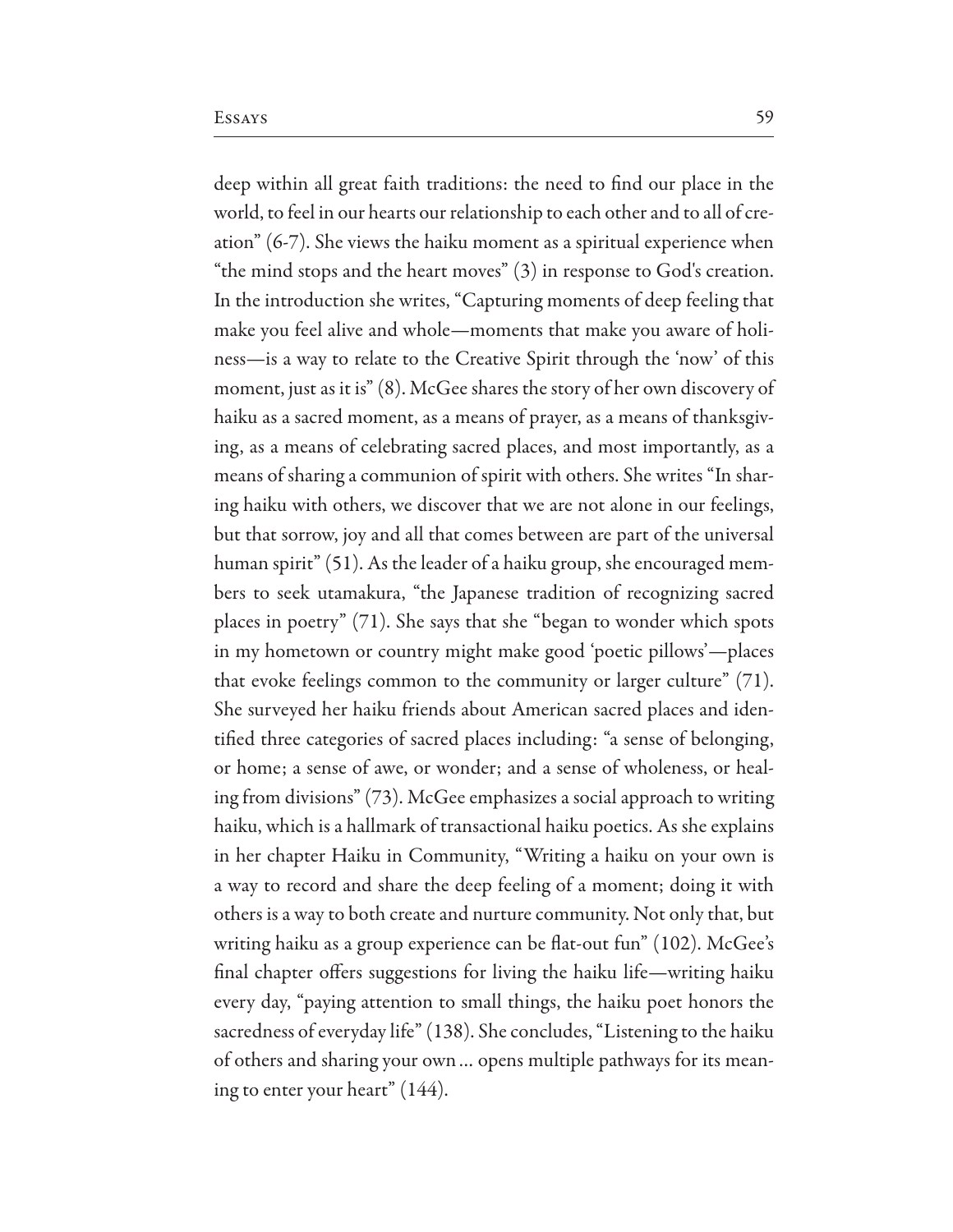deep within all great faith traditions: the need to find our place in the world, to feel in our hearts our relationship to each other and to all of creation" (6-7). She views the haiku moment as a spiritual experience when "the mind stops and the heart moves" (3) in response to God's creation. In the introduction she writes, "Capturing moments of deep feeling that make you feel alive and whole—moments that make you aware of holiness—is a way to relate to the Creative Spirit through the 'now' of this moment, just as it is" (8). McGee shares the story of her own discovery of haiku as a sacred moment, as a means of prayer, as a means of thanksgiving, as a means of celebrating sacred places, and most importantly, as a means of sharing a communion of spirit with others. She writes "In sharing haiku with others, we discover that we are not alone in our feelings, but that sorrow, joy and all that comes between are part of the universal human spirit" (51). As the leader of a haiku group, she encouraged members to seek utamakura, "the Japanese tradition of recognizing sacred places in poetry" (71). She says that she "began to wonder which spots in my hometown or country might make good 'poetic pillows'—places that evoke feelings common to the community or larger culture" (71). She surveyed her haiku friends about American sacred places and identified three categories of sacred places including: "a sense of belonging, or home; a sense of awe, or wonder; and a sense of wholeness, or healing from divisions" (73). McGee emphasizes a social approach to writing haiku, which is a hallmark of transactional haiku poetics. As she explains in her chapter Haiku in Community, "Writing a haiku on your own is a way to record and share the deep feeling of a moment; doing it with others is a way to both create and nurture community. Not only that, but writing haiku as a group experience can be flat-out fun" (102). McGee's final chapter offers suggestions for living the haiku life—writing haiku every day, "paying attention to small things, the haiku poet honors the sacredness of everyday life" (138). She concludes, "Listening to the haiku of others and sharing your own ... opens multiple pathways for its meaning to enter your heart" (144).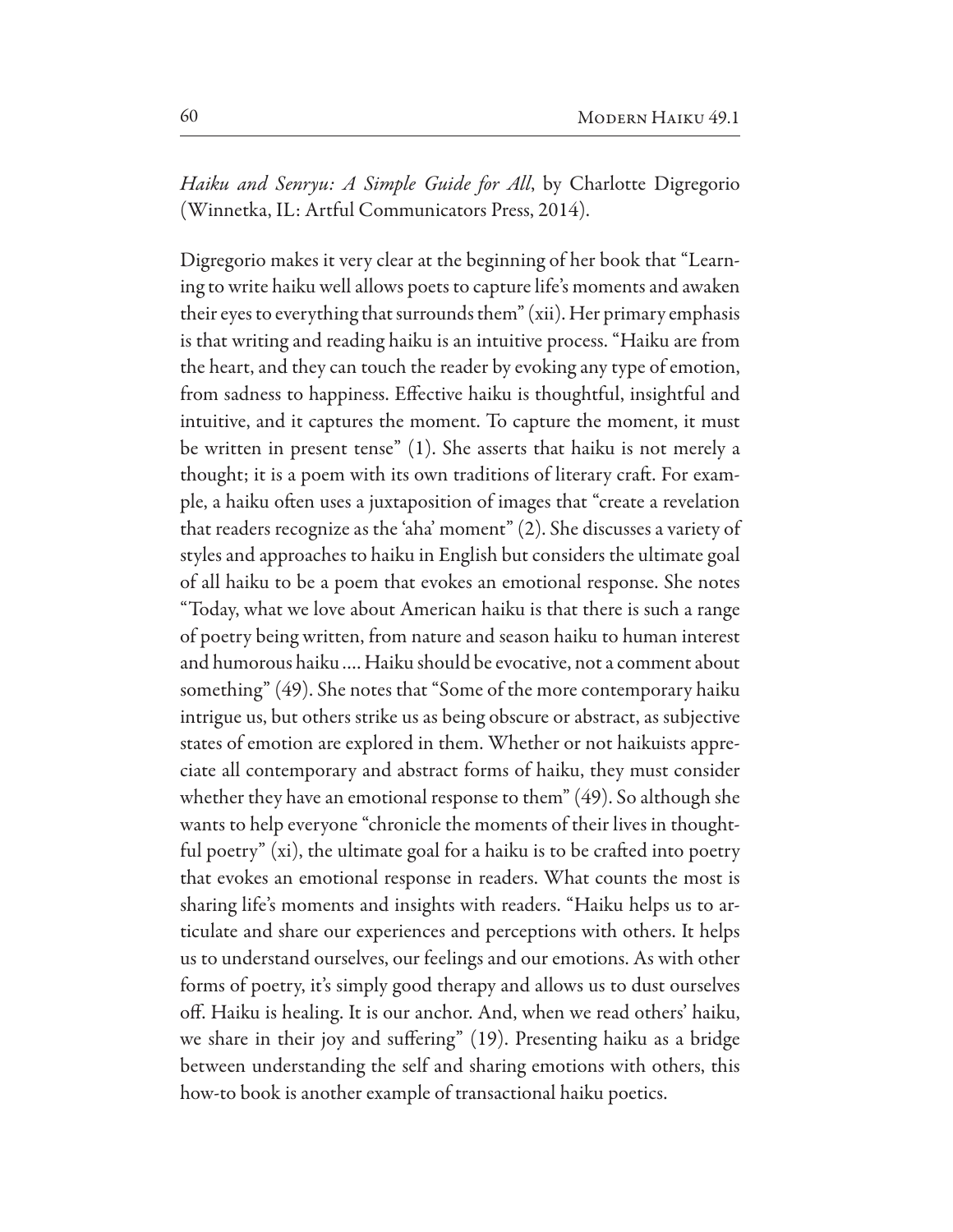*Haiku and Senryu: A Simple Guide for All*, by Charlotte Digregorio (Winnetka, IL: Artful Communicators Press, 2014).

Digregorio makes it very clear at the beginning of her book that "Learning to write haiku well allows poets to capture life's moments and awaken their eyes to everything that surrounds them" (xii). Her primary emphasis is that writing and reading haiku is an intuitive process. "Haiku are from the heart, and they can touch the reader by evoking any type of emotion, from sadness to happiness. Effective haiku is thoughtful, insightful and intuitive, and it captures the moment. To capture the moment, it must be written in present tense" (1). She asserts that haiku is not merely a thought; it is a poem with its own traditions of literary craft. For example, a haiku often uses a juxtaposition of images that "create a revelation that readers recognize as the 'aha' moment" (2). She discusses a variety of styles and approaches to haiku in English but considers the ultimate goal of all haiku to be a poem that evokes an emotional response. She notes "Today, what we love about American haiku is that there is such a range of poetry being written, from nature and season haiku to human interest and humorous haiku .... Haiku should be evocative, not a comment about something" (49). She notes that "Some of the more contemporary haiku intrigue us, but others strike us as being obscure or abstract, as subjective states of emotion are explored in them. Whether or not haikuists appreciate all contemporary and abstract forms of haiku, they must consider whether they have an emotional response to them" (49). So although she wants to help everyone "chronicle the moments of their lives in thoughtful poetry" (xi), the ultimate goal for a haiku is to be crafted into poetry that evokes an emotional response in readers. What counts the most is sharing life's moments and insights with readers. "Haiku helps us to articulate and share our experiences and perceptions with others. It helps us to understand ourselves, our feelings and our emotions. As with other forms of poetry, it's simply good therapy and allows us to dust ourselves off. Haiku is healing. It is our anchor. And, when we read others' haiku, we share in their joy and suffering" (19). Presenting haiku as a bridge between understanding the self and sharing emotions with others, this how-to book is another example of transactional haiku poetics.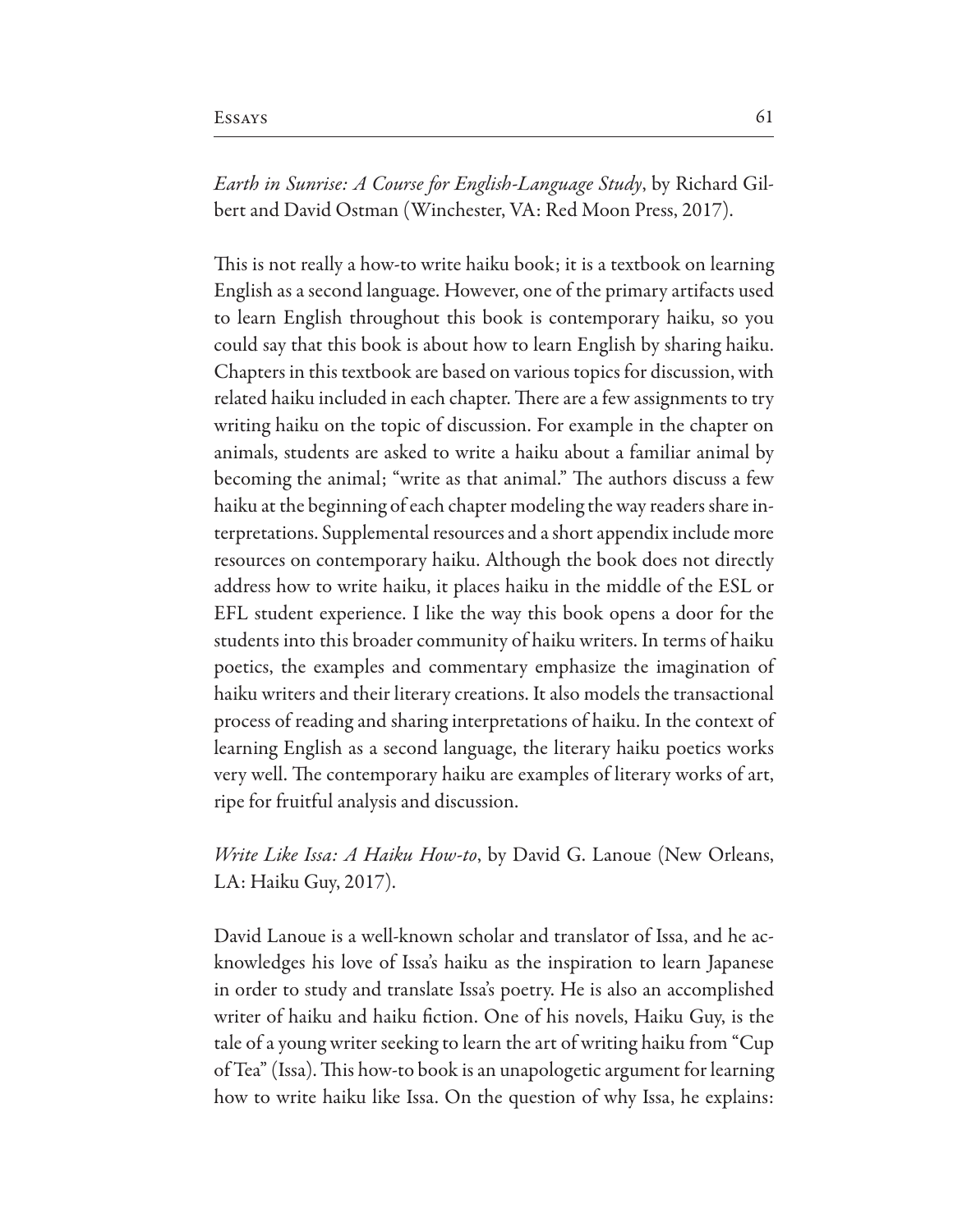*Earth in Sunrise: A Course for English-Language Study*, by Richard Gilbert and David Ostman (Winchester, VA: Red Moon Press, 2017).

This is not really a how-to write haiku book; it is a textbook on learning English as a second language. However, one of the primary artifacts used to learn English throughout this book is contemporary haiku, so you could say that this book is about how to learn English by sharing haiku. Chapters in this textbook are based on various topics for discussion, with related haiku included in each chapter. There are a few assignments to try writing haiku on the topic of discussion. For example in the chapter on animals, students are asked to write a haiku about a familiar animal by becoming the animal; "write as that animal." The authors discuss a few haiku at the beginning of each chapter modeling the way readers share interpretations. Supplemental resources and a short appendix include more resources on contemporary haiku. Although the book does not directly address how to write haiku, it places haiku in the middle of the ESL or EFL student experience. I like the way this book opens a door for the students into this broader community of haiku writers. In terms of haiku poetics, the examples and commentary emphasize the imagination of haiku writers and their literary creations. It also models the transactional process of reading and sharing interpretations of haiku. In the context of learning English as a second language, the literary haiku poetics works very well. The contemporary haiku are examples of literary works of art, ripe for fruitful analysis and discussion.

*Write Like Issa: A Haiku How-to*, by David G. Lanoue (New Orleans, LA: Haiku Guy, 2017).

David Lanoue is a well-known scholar and translator of Issa, and he acknowledges his love of Issa's haiku as the inspiration to learn Japanese in order to study and translate Issa's poetry. He is also an accomplished writer of haiku and haiku fiction. One of his novels, Haiku Guy, is the tale of a young writer seeking to learn the art of writing haiku from "Cup of Tea" (Issa). This how-to book is an unapologetic argument for learning how to write haiku like Issa. On the question of why Issa, he explains: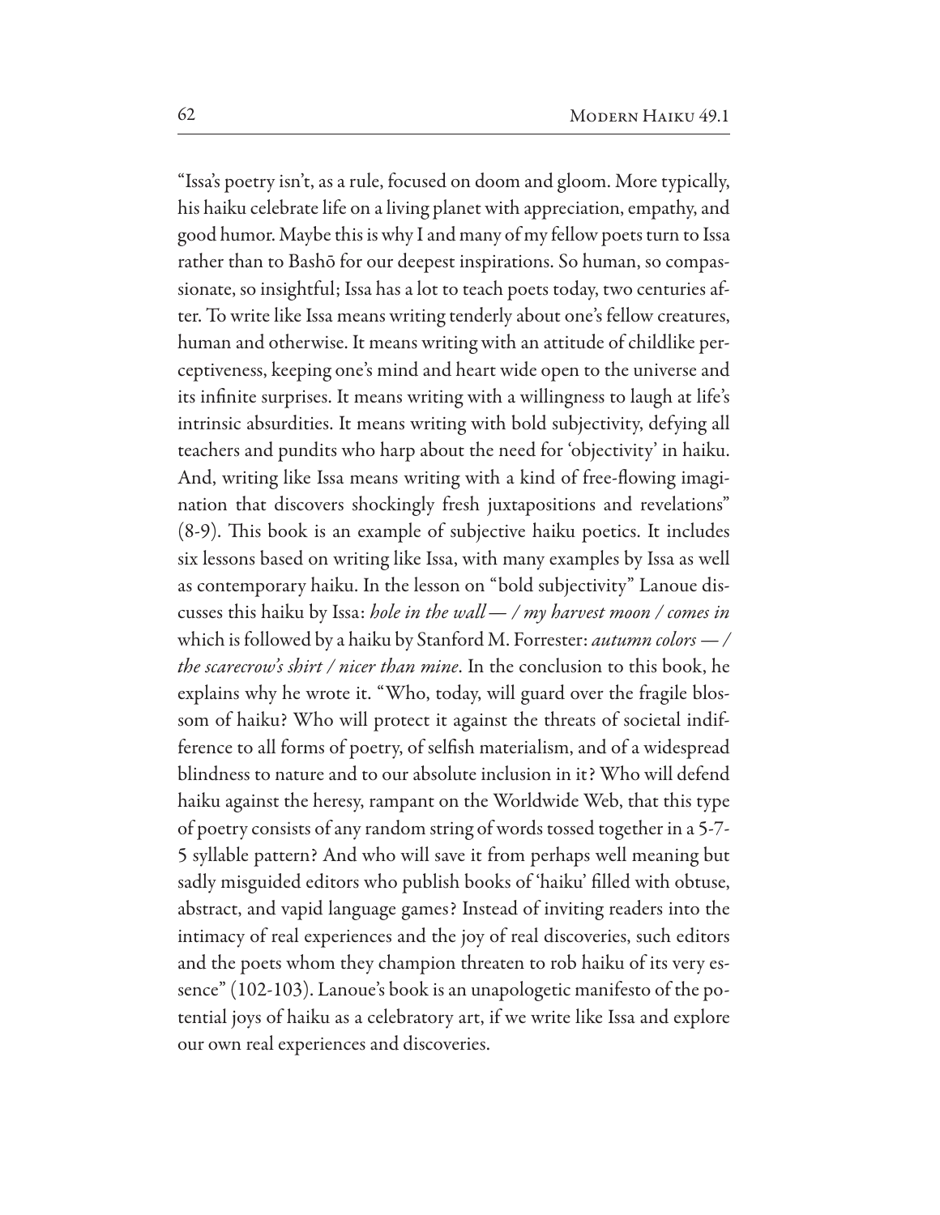"Issa's poetry isn't, as a rule, focused on doom and gloom. More typically, his haiku celebrate life on a living planet with appreciation, empathy, and good humor. Maybe this is why I and many of my fellow poets turn to Issa rather than to Bashō for our deepest inspirations. So human, so compassionate, so insightful; Issa has a lot to teach poets today, two centuries after. To write like Issa means writing tenderly about one's fellow creatures, human and otherwise. It means writing with an attitude of childlike perceptiveness, keeping one's mind and heart wide open to the universe and its infinite surprises. It means writing with a willingness to laugh at life's intrinsic absurdities. It means writing with bold subjectivity, defying all teachers and pundits who harp about the need for 'objectivity' in haiku. And, writing like Issa means writing with a kind of free-flowing imagination that discovers shockingly fresh juxtapositions and revelations" (8-9). This book is an example of subjective haiku poetics. It includes six lessons based on writing like Issa, with many examples by Issa as well as contemporary haiku. In the lesson on "bold subjectivity" Lanoue discusses this haiku by Issa: *hole in the wall — / my harvest moon / comes in* which is followed by a haiku by Stanford M. Forrester: *autumn colors — / the scarecrow's shirt / nicer than mine*. In the conclusion to this book, he explains why he wrote it. "Who, today, will guard over the fragile blossom of haiku? Who will protect it against the threats of societal indifference to all forms of poetry, of selfish materialism, and of a widespread blindness to nature and to our absolute inclusion in it? Who will defend haiku against the heresy, rampant on the Worldwide Web, that this type of poetry consists of any random string of words tossed together in a 5-7-5 syllable pattern? And who will save it from perhaps well meaning but sadly misguided editors who publish books of 'haiku' filled with obtuse, abstract, and vapid language games? Instead of inviting readers into the intimacy of real experiences and the joy of real discoveries, such editors and the poets whom they champion threaten to rob haiku of its very essence" (102-103). Lanoue's book is an unapologetic manifesto of the potential joys of haiku as a celebratory art, if we write like Issa and explore our own real experiences and discoveries.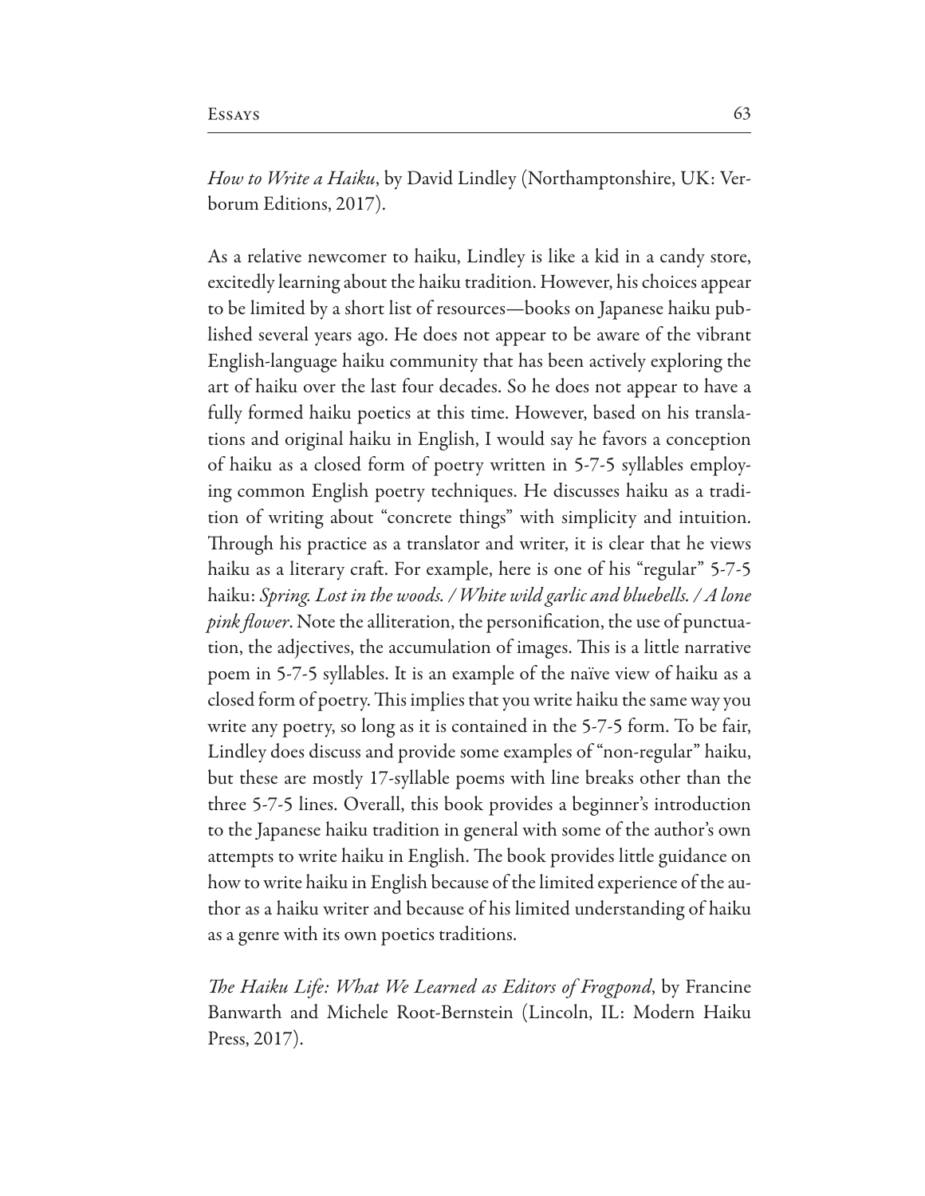*How to Write a Haiku*, by David Lindley (Northamptonshire, UK: Verborum Editions, 2017).

As a relative newcomer to haiku, Lindley is like a kid in a candy store, excitedly learning about the haiku tradition. However, his choices appear to be limited by a short list of resources—books on Japanese haiku published several years ago. He does not appear to be aware of the vibrant English-language haiku community that has been actively exploring the art of haiku over the last four decades. So he does not appear to have a fully formed haiku poetics at this time. However, based on his translations and original haiku in English, I would say he favors a conception of haiku as a closed form of poetry written in 5-7-5 syllables employing common English poetry techniques. He discusses haiku as a tradition of writing about "concrete things" with simplicity and intuition. Through his practice as a translator and writer, it is clear that he views haiku as a literary craft. For example, here is one of his "regular" 5-7-5 haiku: *Spring. Lost in the woods. / White wild garlic and bluebells. / A lone pink flower*. Note the alliteration, the personification, the use of punctuation, the adjectives, the accumulation of images. This is a little narrative poem in 5-7-5 syllables. It is an example of the naïve view of haiku as a closed form of poetry. This implies that you write haiku the same way you write any poetry, so long as it is contained in the 5-7-5 form. To be fair, Lindley does discuss and provide some examples of "non-regular" haiku, but these are mostly 17-syllable poems with line breaks other than the three 5-7-5 lines. Overall, this book provides a beginner's introduction to the Japanese haiku tradition in general with some of the author's own attempts to write haiku in English. The book provides little guidance on how to write haiku in English because of the limited experience of the author as a haiku writer and because of his limited understanding of haiku as a genre with its own poetics traditions.

*The Haiku Life: What We Learned as Editors of Frogpond*, by Francine Banwarth and Michele Root-Bernstein (Lincoln, IL: Modern Haiku Press, 2017).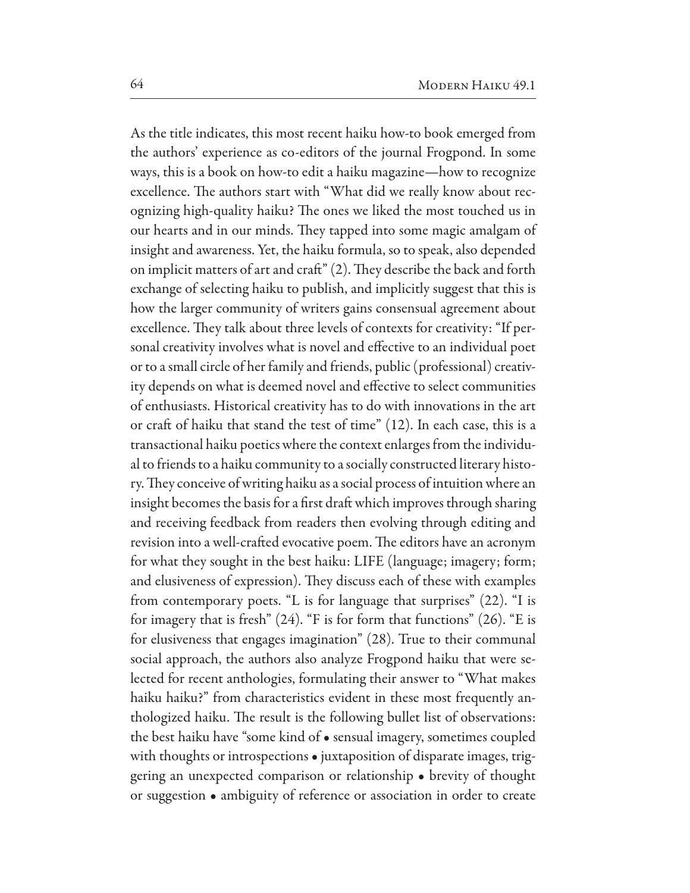As the title indicates, this most recent haiku how-to book emerged from the authors' experience as co-editors of the journal Frogpond. In some ways, this is a book on how-to edit a haiku magazine—how to recognize excellence. The authors start with "What did we really know about recognizing high-quality haiku? The ones we liked the most touched us in our hearts and in our minds. They tapped into some magic amalgam of insight and awareness. Yet, the haiku formula, so to speak, also depended on implicit matters of art and craft" (2). They describe the back and forth exchange of selecting haiku to publish, and implicitly suggest that this is how the larger community of writers gains consensual agreement about excellence. They talk about three levels of contexts for creativity: "If personal creativity involves what is novel and effective to an individual poet or to a small circle of her family and friends, public (professional) creativity depends on what is deemed novel and effective to select communities of enthusiasts. Historical creativity has to do with innovations in the art or craft of haiku that stand the test of time" (12). In each case, this is a transactional haiku poetics where the context enlarges from the individual to friends to a haiku community to a socially constructed literary history. They conceive of writing haiku as a social process of intuition where an insight becomes the basis for a first draft which improves through sharing and receiving feedback from readers then evolving through editing and revision into a well-crafted evocative poem. The editors have an acronym for what they sought in the best haiku: LIFE (language; imagery; form; and elusiveness of expression). They discuss each of these with examples from contemporary poets. "L is for language that surprises" (22). "I is for imagery that is fresh" (24). "F is for form that functions" (26). "E is for elusiveness that engages imagination" (28). True to their communal social approach, the authors also analyze Frogpond haiku that were selected for recent anthologies, formulating their answer to "What makes haiku haiku?" from characteristics evident in these most frequently anthologized haiku. The result is the following bullet list of observations: the best haiku have "some kind of • sensual imagery, sometimes coupled with thoughts or introspections • juxtaposition of disparate images, triggering an unexpected comparison or relationship • brevity of thought or suggestion • ambiguity of reference or association in order to create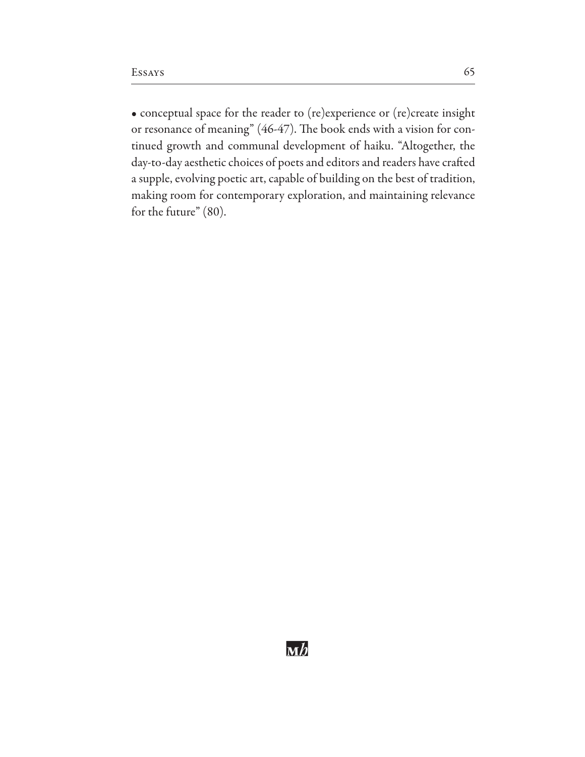• conceptual space for the reader to (re)experience or (re)create insight or resonance of meaning" (46-47). The book ends with a vision for continued growth and communal development of haiku. "Altogether, the day-to-day aesthetic choices of poets and editors and readers have crafted a supple, evolving poetic art, capable of building on the best of tradition, making room for contemporary exploration, and maintaining relevance for the future" (80).